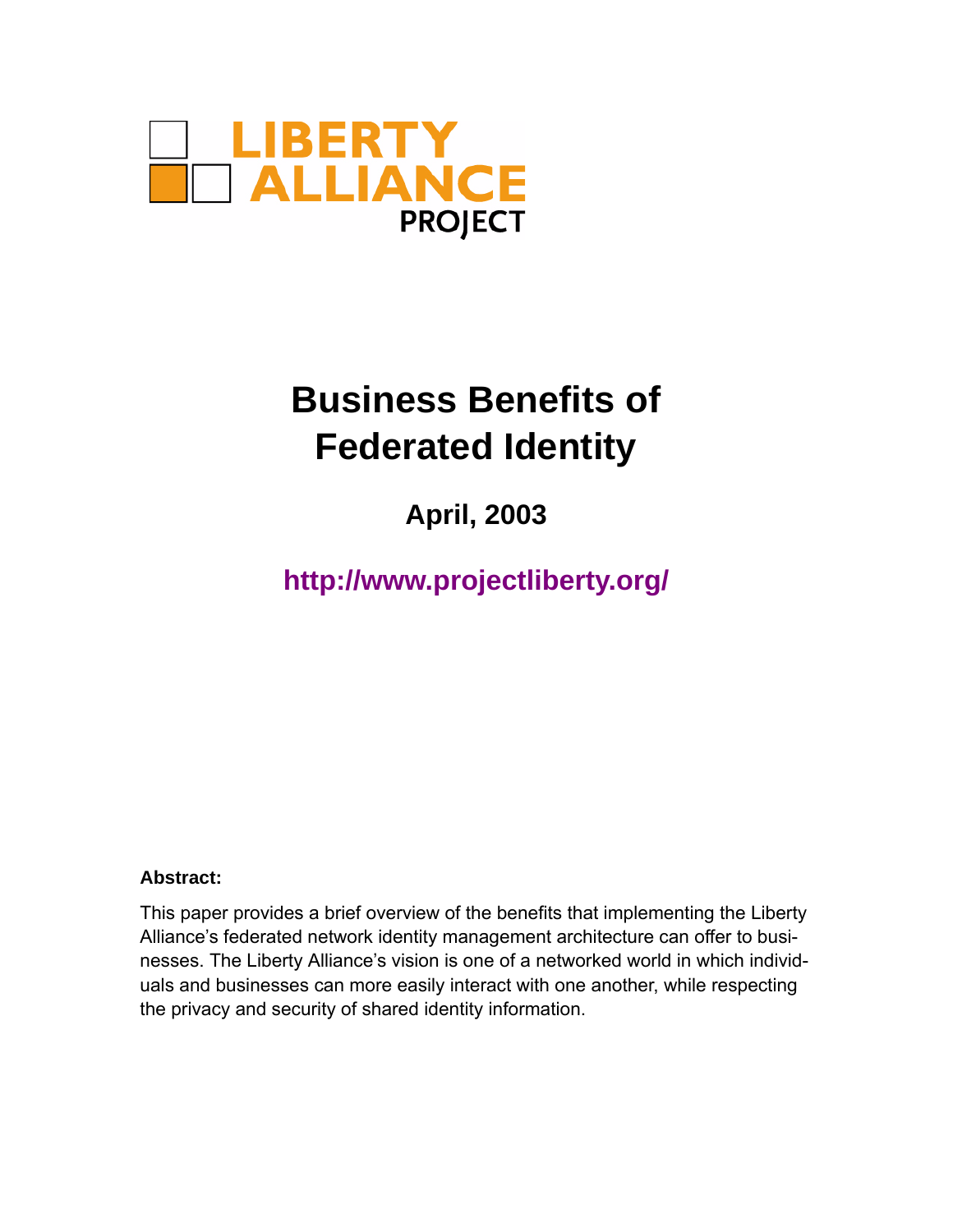LIBERTY ALLIANCE PROJECT

# Business Benefits of Federated Identity

## April, 2003

**http://www.projectliberty.org/**

**Abstract:**

This paper provides a brief overview of the benefits that implementing the Liberty Alliance's federated network identity management architecture can offer to businesses. The Liberty Alliance's vision is one of a networked world in which individuals and businesses can more easily interact with one another, while respecting the privacy and security of shared identity information.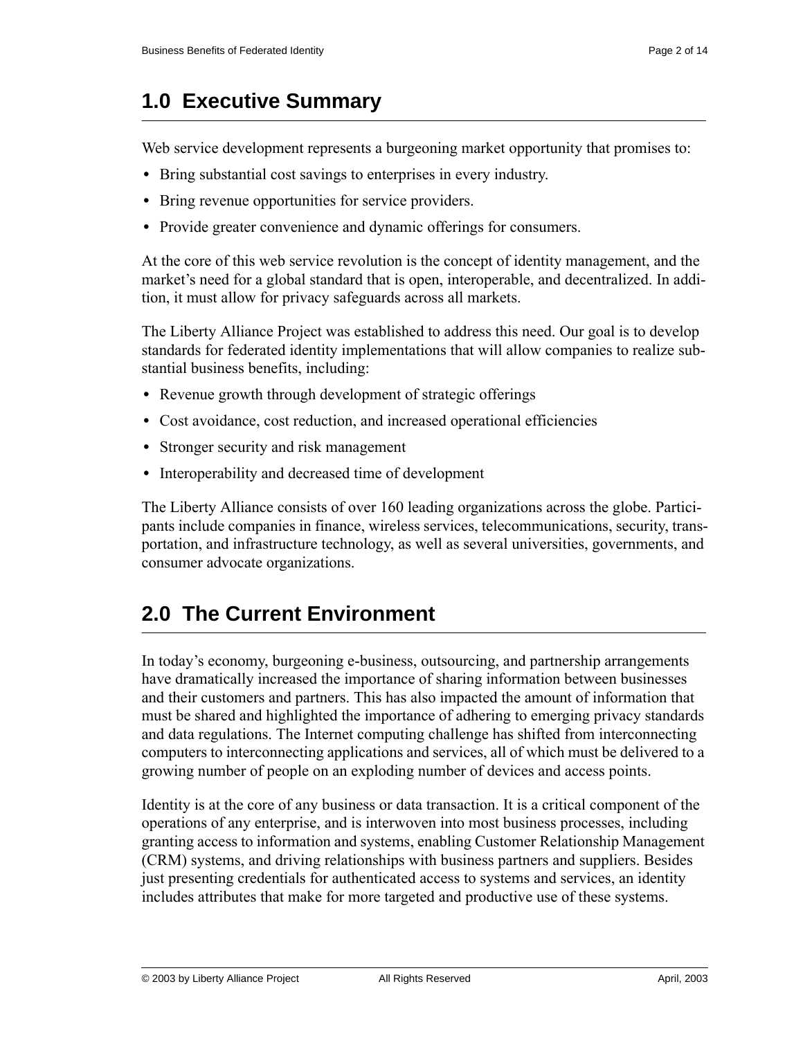## 1.0 Executive Summary

Web service development represents a burgeoning market opportunity that promises to:

- Bring substantial cost savings to enterprises in every industry.
- Bring revenue opportunities for service providers.
- Provide greater convenience and dynamic offerings for consumers.

At the core of this web service revolution is the concept of identity management, and the market's need for a global standard that is open, interoperable, and decentralized. In addition, it must allow for privacy safeguards across all markets.

The Liberty Alliance Project was established to address this need. Our goal is to develop standards for federated identity implementations that will allow companies to realize substantial business benefits, including:

- Revenue growth through development of strategic offerings
- Cost avoidance, cost reduction, and increased operational efficiencies
- Stronger security and risk management
- Interoperability and decreased time of development

The Liberty Alliance consists of over 160 leading organizations across the globe. Participants include companies in finance, wireless services, telecommunications, security, transportation, and infrastructure technology, as well as several universities, governments, and consumer advocate organizations.

## 2.0 The Current Environment

In today's economy, burgeoning e-business, outsourcing, and partnership arrangements have dramatically increased the importance of sharing information between businesses and their customers and partners. This has also impacted the amount of information that must be shared and highlighted the importance of adhering to emerging privacy standards and data regulations. The Internet computing challenge has shifted from interconnecting computers to interconnecting applications and services, all of which must be delivered to a growing number of people on an exploding number of devices and access points.

Identity is at the core of any business or data transaction. It is a critical component of the operations of any enterprise, and is interwoven into most business processes, including granting access to information and systems, enabling Customer Relationship Management (CRM) systems, and driving relationships with business partners and suppliers. Besides just presenting credentials for authenticated access to systems and services, an identity includes attributes that make for more targeted and productive use of these systems.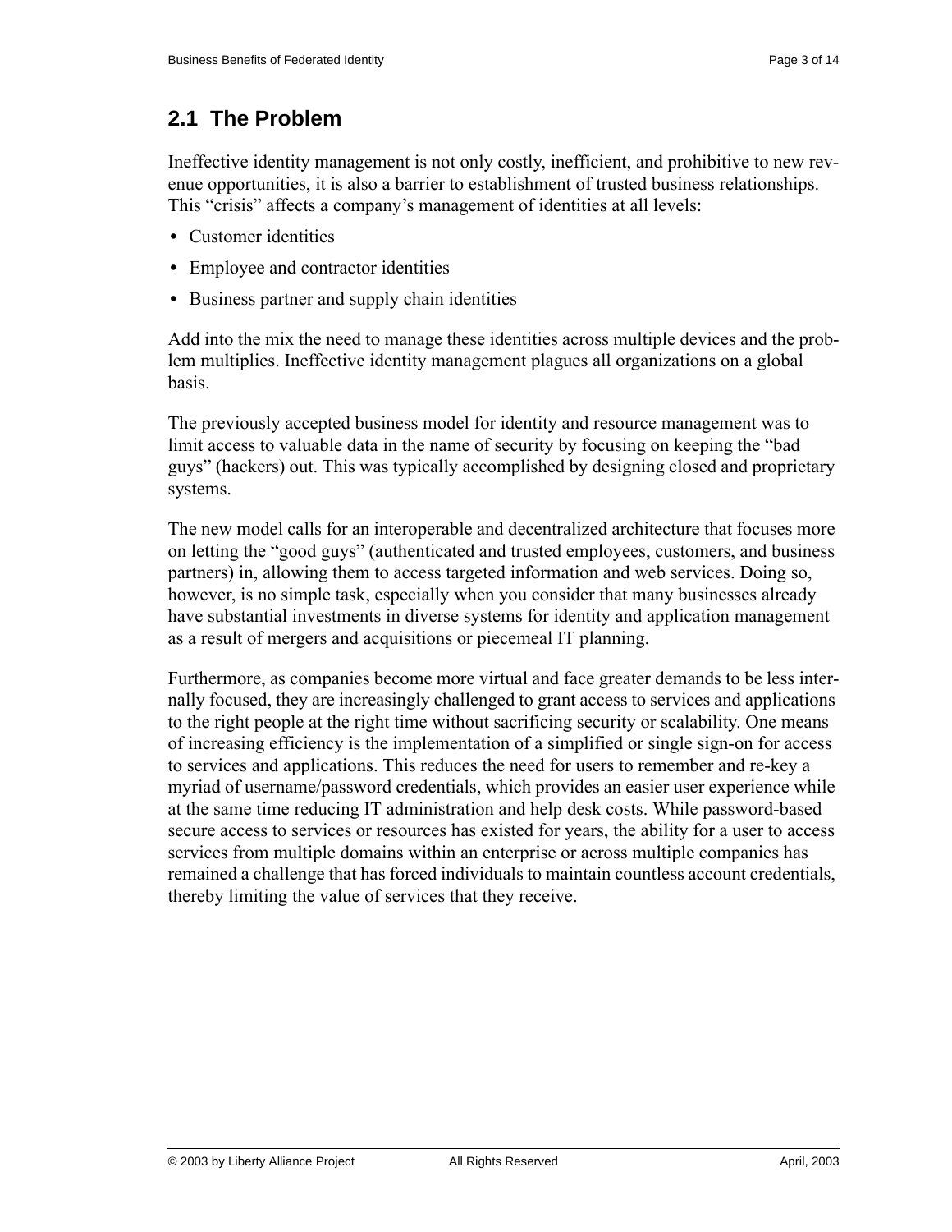## 2.1 The Problem

Ineffective identity management is not only costly, inefficient, and prohibitive to new revenue opportunities, it is also a barrier to establishment of trusted business relationships. This "crisis" affects a company's management of identities at all levels:

- Customer identities
- Employee and contractor identities
- Business partner and supply chain identities

Add into the mix the need to manage these identities across multiple devices and the problem multiplies. Ineffective identity management plagues all organizations on a global basis.

The previously accepted business model for identity and resource management was to limit access to valuable data in the name of security by focusing on keeping the "bad guys" (hackers) out. This was typically accomplished by designing closed and proprietary systems.

The new model calls for an interoperable and decentralized architecture that focuses more on letting the "good guys" (authenticated and trusted employees, customers, and business partners) in, allowing them to access targeted information and web services. Doing so, however, is no simple task, especially when you consider that many businesses already have substantial investments in diverse systems for identity and application management as a result of mergers and acquisitions or piecemeal IT planning.

Furthermore, as companies become more virtual and face greater demands to be less internally focused, they are increasingly challenged to grant access to services and applications to the right people at the right time without sacrificing security or scalability. One means of increasing efficiency is the implementation of a simplified or single sign-on for access to services and applications. This reduces the need for users to remember and re-key a myriad of username/password credentials, which provides an easier user experience while at the same time reducing IT administration and help desk costs. While password-based secure access to services or resources has existed for years, the ability for a user to access services from multiple domains within an enterprise or across multiple companies has remained a challenge that has forced individuals to maintain countless account credentials, thereby limiting the value of services that they receive.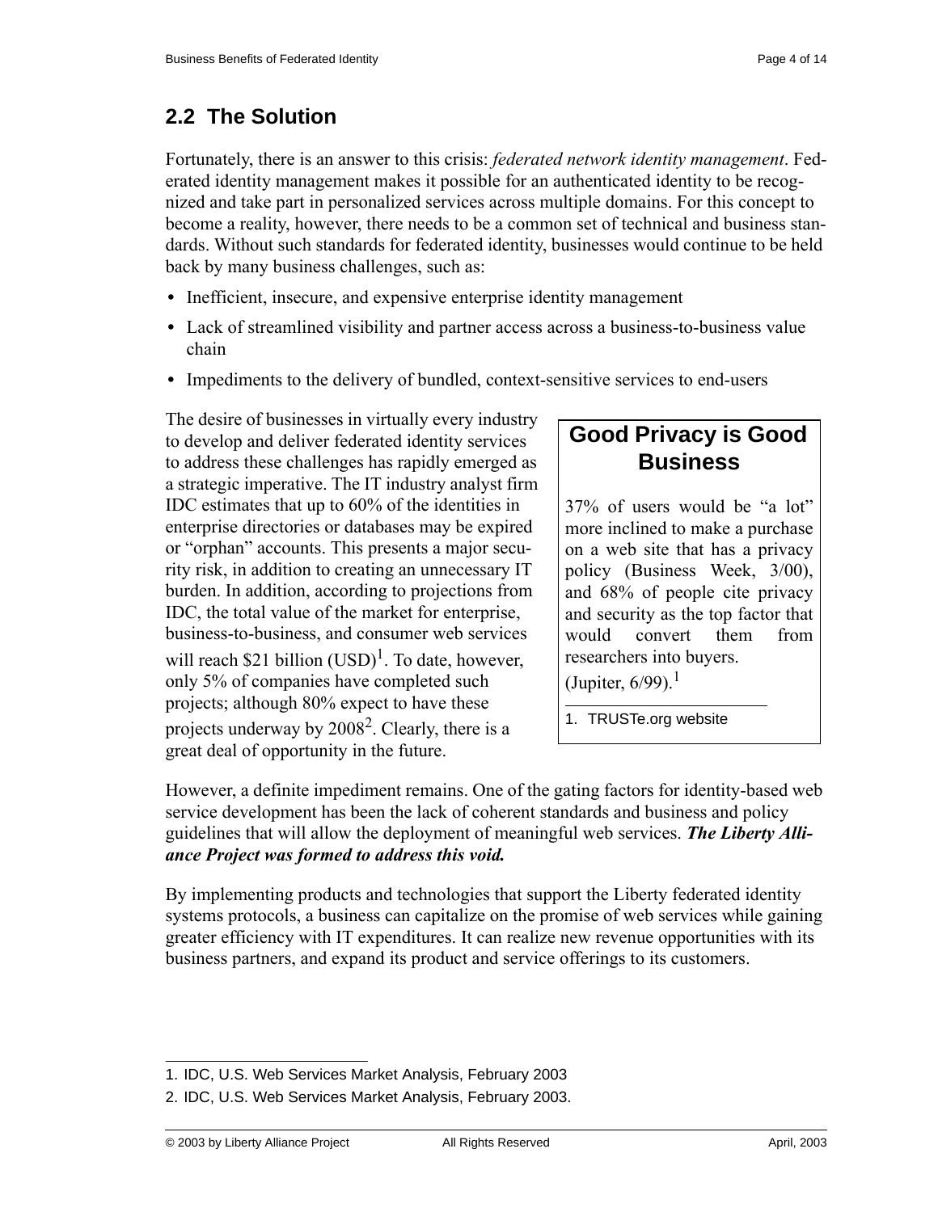## 2.2 The Solution

Fortunately, there is an answer to this crisis: *federated network identity management*. Federated identity management makes it possible for an authenticated identity to be recognized and take part in personalized services across multiple domains. For this concept to become a reality, however, there needs to be a common set of technical and business standards. Without such standards for federated identity, businesses would continue to be held back by many business challenges, such as:

- Inefficient, insecure, and expensive enterprise identity management
- Lack of streamlined visibility and partner access across a business-to-business value chain
- Impediments to the delivery of bundled, context-sensitive services to end-users

The desire of businesses in virtually every industry to develop and deliver federated identity services to address these challenges has rapidly emerged as a strategic imperative. The IT industry analyst firm IDC estimates that up to 60% of the identities in enterprise directories or databases may be expired or "orphan" accounts. This presents a major security risk, in addition to creating an unnecessary IT burden. In addition, according to projections from IDC, the total value of the market for enterprise, business-to-business, and consumer web services will reach $21 billion (USD)[1]. To date, however, only 5% of companies have completed such projects; although 80% expect to have these projects underway by 2008[2]. Clearly, there is a great deal of opportunity in the future.

> **Good Privacy is Good Business**
>
> 37% of users would be "a lot" more inclined to make a purchase on a web site that has a privacy policy (Business Week, 3/00), and 68% of people cite privacy and security as the top factor that would convert them from researchers into buyers. (Jupiter, 6/99).[1]
>
> 1. TRUSTe.org website

However, a definite impediment remains. One of the gating factors for identity-based web service development has been the lack of coherent standards and business and policy guidelines that will allow the deployment of meaningful web services. ***The Liberty Alliance Project was formed to address this void.***

By implementing products and technologies that support the Liberty federated identity systems protocols, a business can capitalize on the promise of web services while gaining greater efficiency with IT expenditures. It can realize new revenue opportunities with its business partners, and expand its product and service offerings to its customers.

1. IDC, U.S. Web Services Market Analysis, February 2003
2. IDC, U.S. Web Services Market Analysis, February 2003.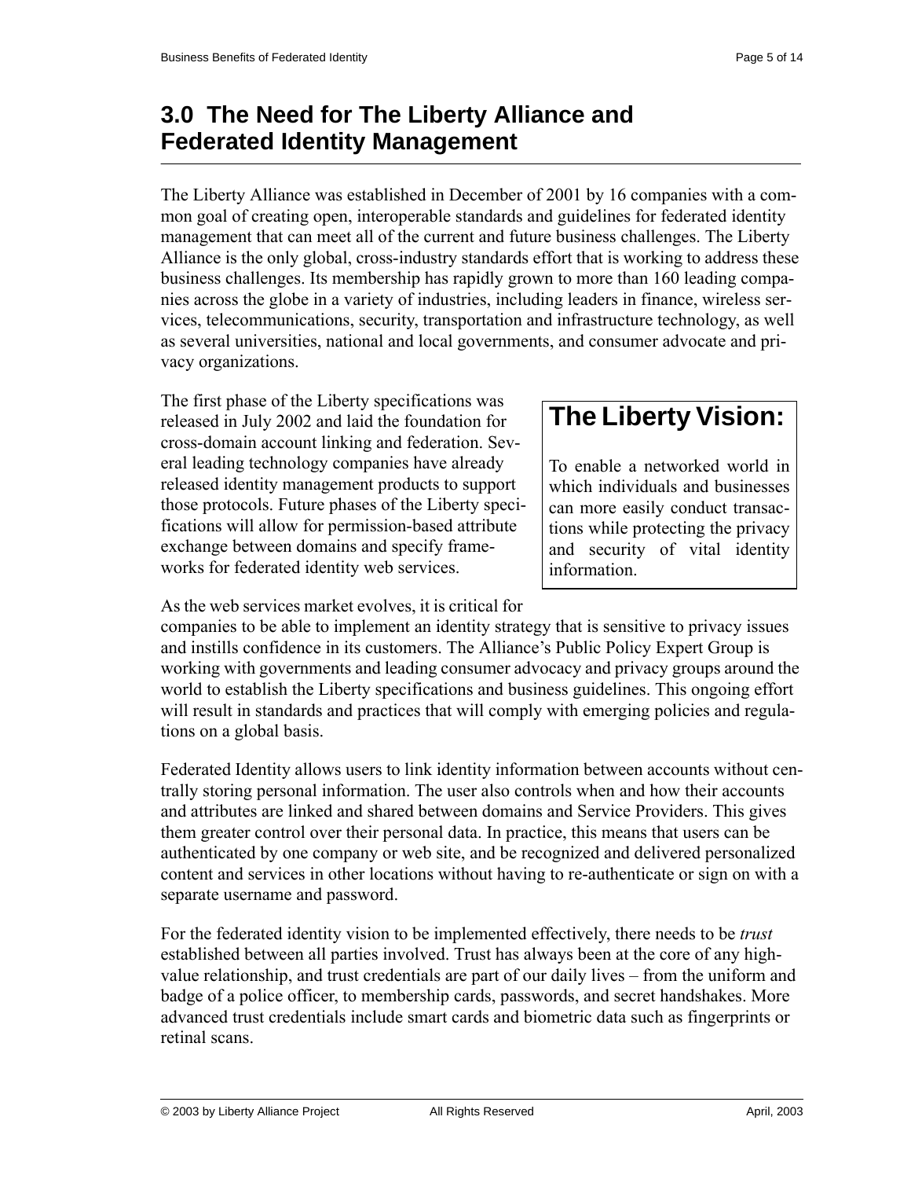## 3.0 The Need for The Liberty Alliance and Federated Identity Management

The Liberty Alliance was established in December of 2001 by 16 companies with a common goal of creating open, interoperable standards and guidelines for federated identity management that can meet all of the current and future business challenges. The Liberty Alliance is the only global, cross-industry standards effort that is working to address these business challenges. Its membership has rapidly grown to more than 160 leading companies across the globe in a variety of industries, including leaders in finance, wireless services, telecommunications, security, transportation and infrastructure technology, as well as several universities, national and local governments, and consumer advocate and privacy organizations.

The first phase of the Liberty specifications was released in July 2002 and laid the foundation for cross-domain account linking and federation. Several leading technology companies have already released identity management products to support those protocols. Future phases of the Liberty specifications will allow for permission-based attribute exchange between domains and specify frameworks for federated identity web services.

> **The Liberty Vision:**
>
> To enable a networked world in which individuals and businesses can more easily conduct transactions while protecting the privacy and security of vital identity information.

As the web services market evolves, it is critical for companies to be able to implement an identity strategy that is sensitive to privacy issues and instills confidence in its customers. The Alliance's Public Policy Expert Group is working with governments and leading consumer advocacy and privacy groups around the world to establish the Liberty specifications and business guidelines. This ongoing effort will result in standards and practices that will comply with emerging policies and regulations on a global basis.

Federated Identity allows users to link identity information between accounts without centrally storing personal information. The user also controls when and how their accounts and attributes are linked and shared between domains and Service Providers. This gives them greater control over their personal data. In practice, this means that users can be authenticated by one company or web site, and be recognized and delivered personalized content and services in other locations without having to re-authenticate or sign on with a separate username and password.

For the federated identity vision to be implemented effectively, there needs to be *trust* established between all parties involved. Trust has always been at the core of any high-value relationship, and trust credentials are part of our daily lives – from the uniform and badge of a police officer, to membership cards, passwords, and secret handshakes. More advanced trust credentials include smart cards and biometric data such as fingerprints or retinal scans.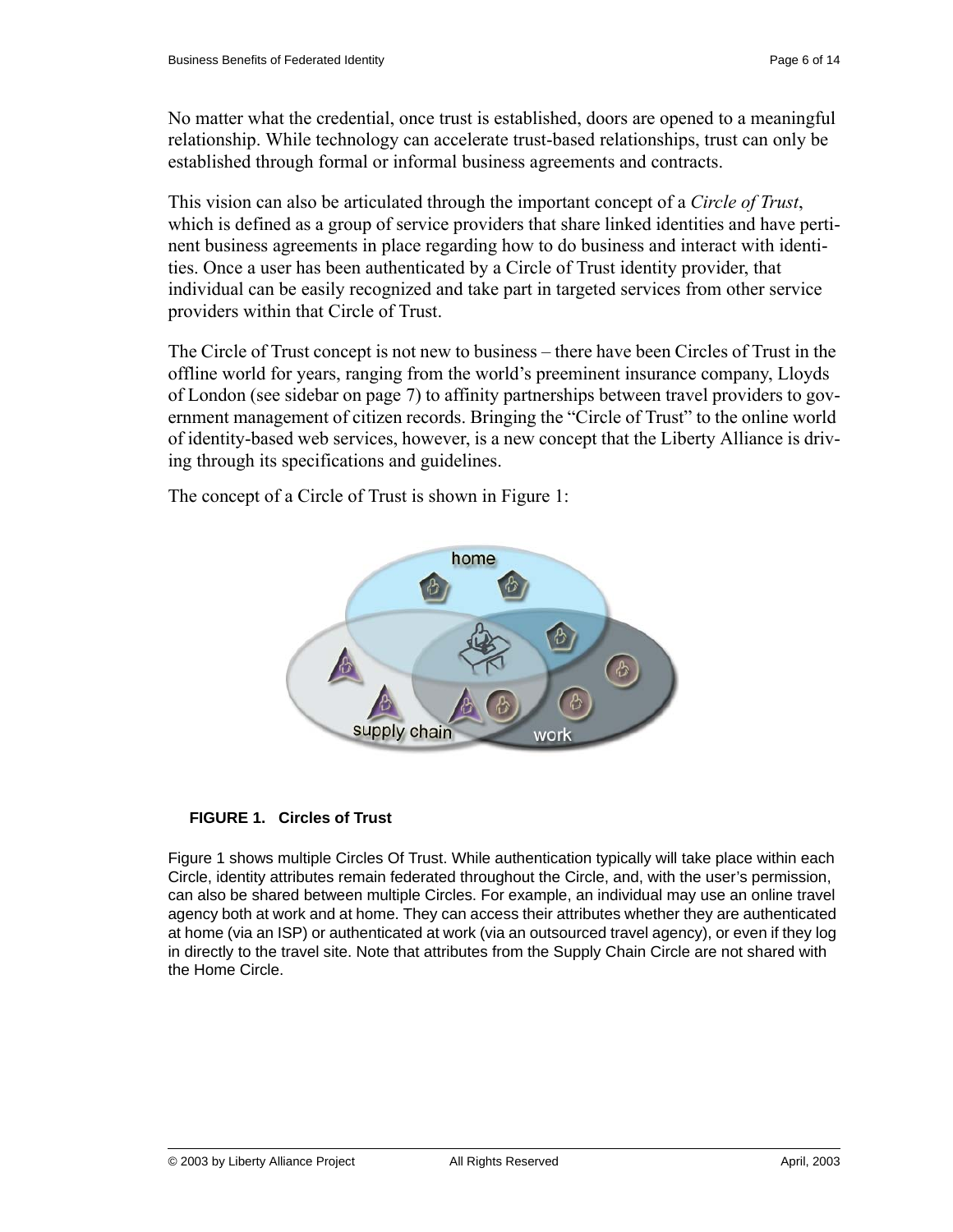No matter what the credential, once trust is established, doors are opened to a meaningful relationship. While technology can accelerate trust-based relationships, trust can only be established through formal or informal business agreements and contracts.

This vision can also be articulated through the important concept of a *Circle of Trust*, which is defined as a group of service providers that share linked identities and have pertinent business agreements in place regarding how to do business and interact with identities. Once a user has been authenticated by a Circle of Trust identity provider, that individual can be easily recognized and take part in targeted services from other service providers within that Circle of Trust.

The Circle of Trust concept is not new to business – there have been Circles of Trust in the offline world for years, ranging from the world's preeminent insurance company, Lloyds of London (see sidebar on page 7) to affinity partnerships between travel providers to government management of citizen records. Bringing the "Circle of Trust" to the online world of identity-based web services, however, is a new concept that the Liberty Alliance is driving through its specifications and guidelines.

The concept of a Circle of Trust is shown in Figure 1:

**FIGURE 1. Circles of Trust**

Figure 1 shows multiple Circles Of Trust. While authentication typically will take place within each Circle, identity attributes remain federated throughout the Circle, and, with the user's permission, can also be shared between multiple Circles. For example, an individual may use an online travel agency both at work and at home. They can access their attributes whether they are authenticated at home (via an ISP) or authenticated at work (via an outsourced travel agency), or even if they log in directly to the travel site. Note that attributes from the Supply Chain Circle are not shared with the Home Circle.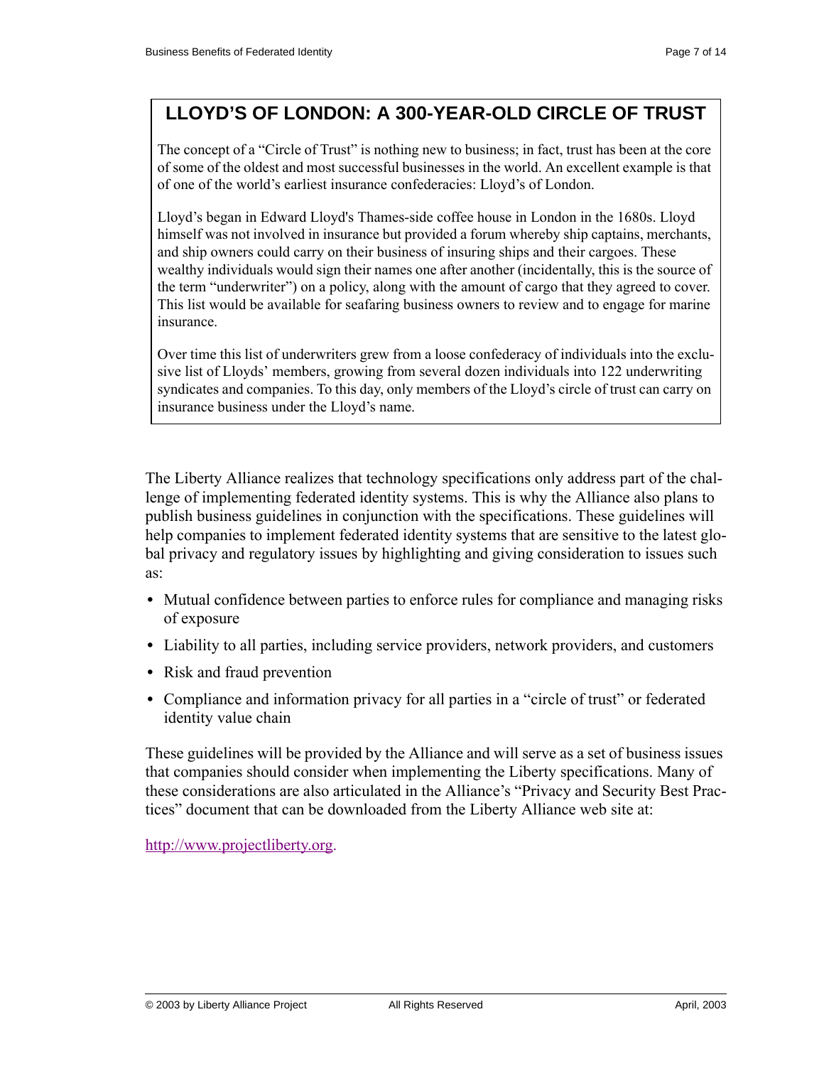## LLOYD'S OF LONDON: A 300-YEAR-OLD CIRCLE OF TRUST

The concept of a "Circle of Trust" is nothing new to business; in fact, trust has been at the core of some of the oldest and most successful businesses in the world. An excellent example is that of one of the world's earliest insurance confederacies: Lloyd's of London.

Lloyd's began in Edward Lloyd's Thames-side coffee house in London in the 1680s. Lloyd himself was not involved in insurance but provided a forum whereby ship captains, merchants, and ship owners could carry on their business of insuring ships and their cargoes. These wealthy individuals would sign their names one after another (incidentally, this is the source of the term "underwriter") on a policy, along with the amount of cargo that they agreed to cover. This list would be available for seafaring business owners to review and to engage for marine insurance.

Over time this list of underwriters grew from a loose confederacy of individuals into the exclusive list of Lloyds' members, growing from several dozen individuals into 122 underwriting syndicates and companies. To this day, only members of the Lloyd's circle of trust can carry on insurance business under the Lloyd's name.

The Liberty Alliance realizes that technology specifications only address part of the challenge of implementing federated identity systems. This is why the Alliance also plans to publish business guidelines in conjunction with the specifications. These guidelines will help companies to implement federated identity systems that are sensitive to the latest global privacy and regulatory issues by highlighting and giving consideration to issues such as:

- Mutual confidence between parties to enforce rules for compliance and managing risks of exposure
- Liability to all parties, including service providers, network providers, and customers
- Risk and fraud prevention
- Compliance and information privacy for all parties in a "circle of trust" or federated identity value chain

These guidelines will be provided by the Alliance and will serve as a set of business issues that companies should consider when implementing the Liberty specifications. Many of these considerations are also articulated in the Alliance's "Privacy and Security Best Practices" document that can be downloaded from the Liberty Alliance web site at:

http://www.projectliberty.org.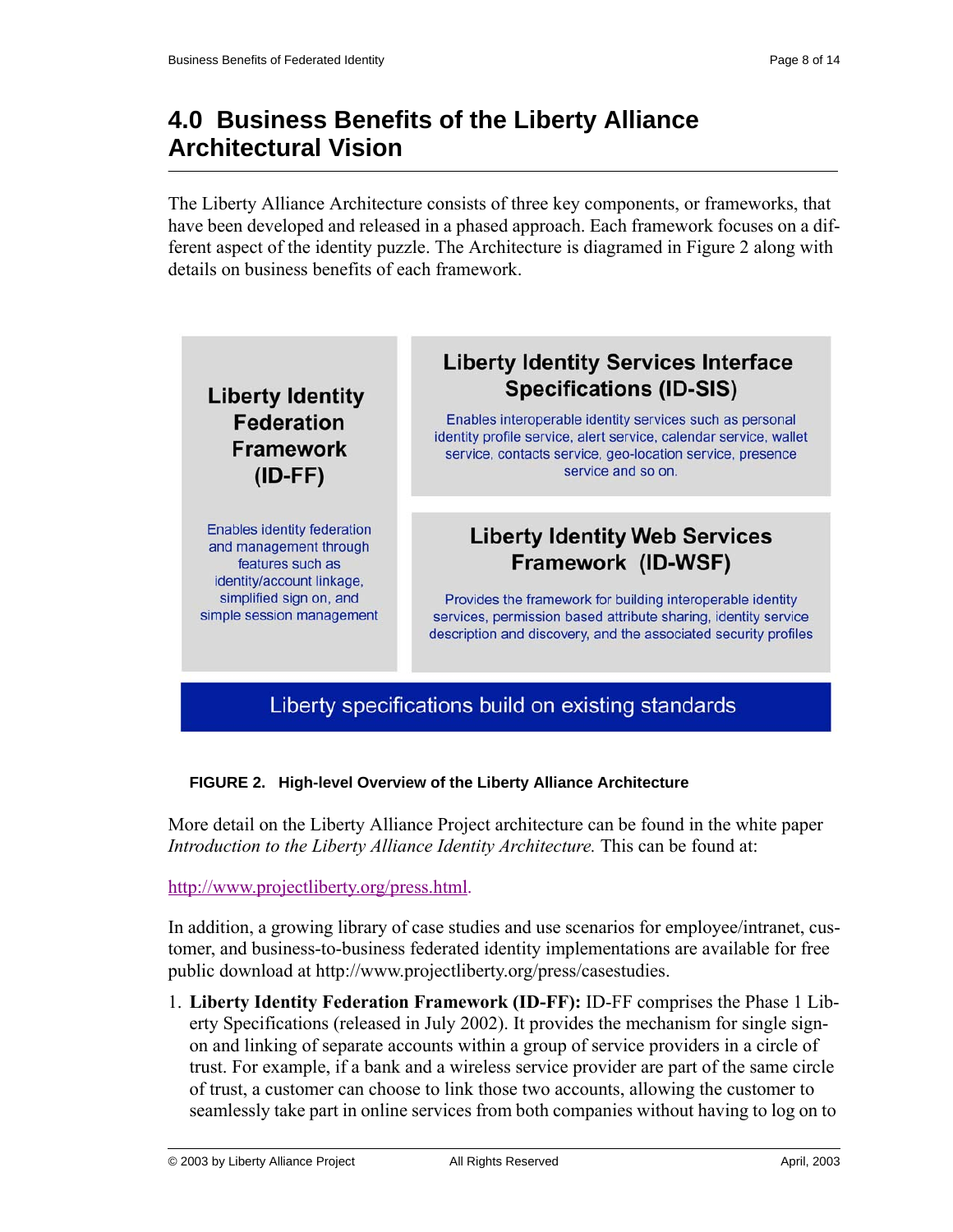## 4.0 Business Benefits of the Liberty Alliance Architectural Vision

The Liberty Alliance Architecture consists of three key components, or frameworks, that have been developed and released in a phased approach. Each framework focuses on a different aspect of the identity puzzle. The Architecture is diagramed in Figure 2 along with details on business benefits of each framework.

**Liberty Identity Federation Framework (ID-FF)**

Enables identity federation and management through features such as identity/account linkage, simplified sign on, and simple session management

**Liberty Identity Services Interface Specifications (ID-SIS)**

Enables interoperable identity services such as personal identity profile service, alert service, calendar service, wallet service, contacts service, geo-location service, presence service and so on.

**Liberty Identity Web Services Framework (ID-WSF)**

Provides the framework for building interoperable identity services, permission based attribute sharing, identity service description and discovery, and the associated security profiles

Liberty specifications build on existing standards

**FIGURE 2. High-level Overview of the Liberty Alliance Architecture**

More detail on the Liberty Alliance Project architecture can be found in the white paper *Introduction to the Liberty Alliance Identity Architecture.* This can be found at:

http://www.projectliberty.org/press.html.

In addition, a growing library of case studies and use scenarios for employee/intranet, customer, and business-to-business federated identity implementations are available for free public download at http://www.projectliberty.org/press/casestudies.

1. **Liberty Identity Federation Framework (ID-FF):** ID-FF comprises the Phase 1 Liberty Specifications (released in July 2002). It provides the mechanism for single sign-on and linking of separate accounts within a group of service providers in a circle of trust. For example, if a bank and a wireless service provider are part of the same circle of trust, a customer can choose to link those two accounts, allowing the customer to seamlessly take part in online services from both companies without having to log on to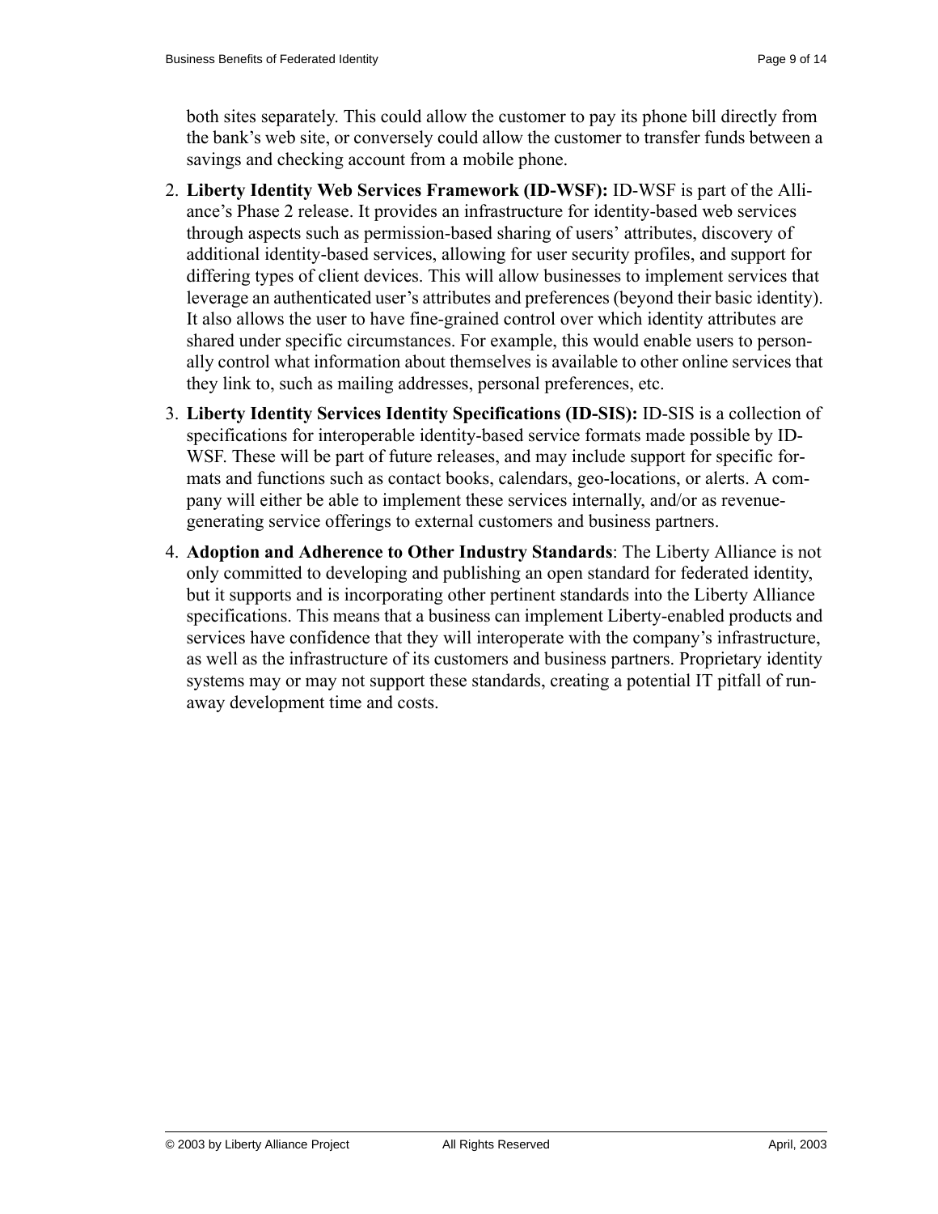both sites separately. This could allow the customer to pay its phone bill directly from the bank's web site, or conversely could allow the customer to transfer funds between a savings and checking account from a mobile phone.

2. **Liberty Identity Web Services Framework (ID-WSF):** ID-WSF is part of the Alliance's Phase 2 release. It provides an infrastructure for identity-based web services through aspects such as permission-based sharing of users' attributes, discovery of additional identity-based services, allowing for user security profiles, and support for differing types of client devices. This will allow businesses to implement services that leverage an authenticated user's attributes and preferences (beyond their basic identity). It also allows the user to have fine-grained control over which identity attributes are shared under specific circumstances. For example, this would enable users to personally control what information about themselves is available to other online services that they link to, such as mailing addresses, personal preferences, etc.

3. **Liberty Identity Services Identity Specifications (ID-SIS):** ID-SIS is a collection of specifications for interoperable identity-based service formats made possible by ID-WSF. These will be part of future releases, and may include support for specific formats and functions such as contact books, calendars, geo-locations, or alerts. A company will either be able to implement these services internally, and/or as revenue-generating service offerings to external customers and business partners.

4. **Adoption and Adherence to Other Industry Standards**: The Liberty Alliance is not only committed to developing and publishing an open standard for federated identity, but it supports and is incorporating other pertinent standards into the Liberty Alliance specifications. This means that a business can implement Liberty-enabled products and services have confidence that they will interoperate with the company's infrastructure, as well as the infrastructure of its customers and business partners. Proprietary identity systems may or may not support these standards, creating a potential IT pitfall of runaway development time and costs.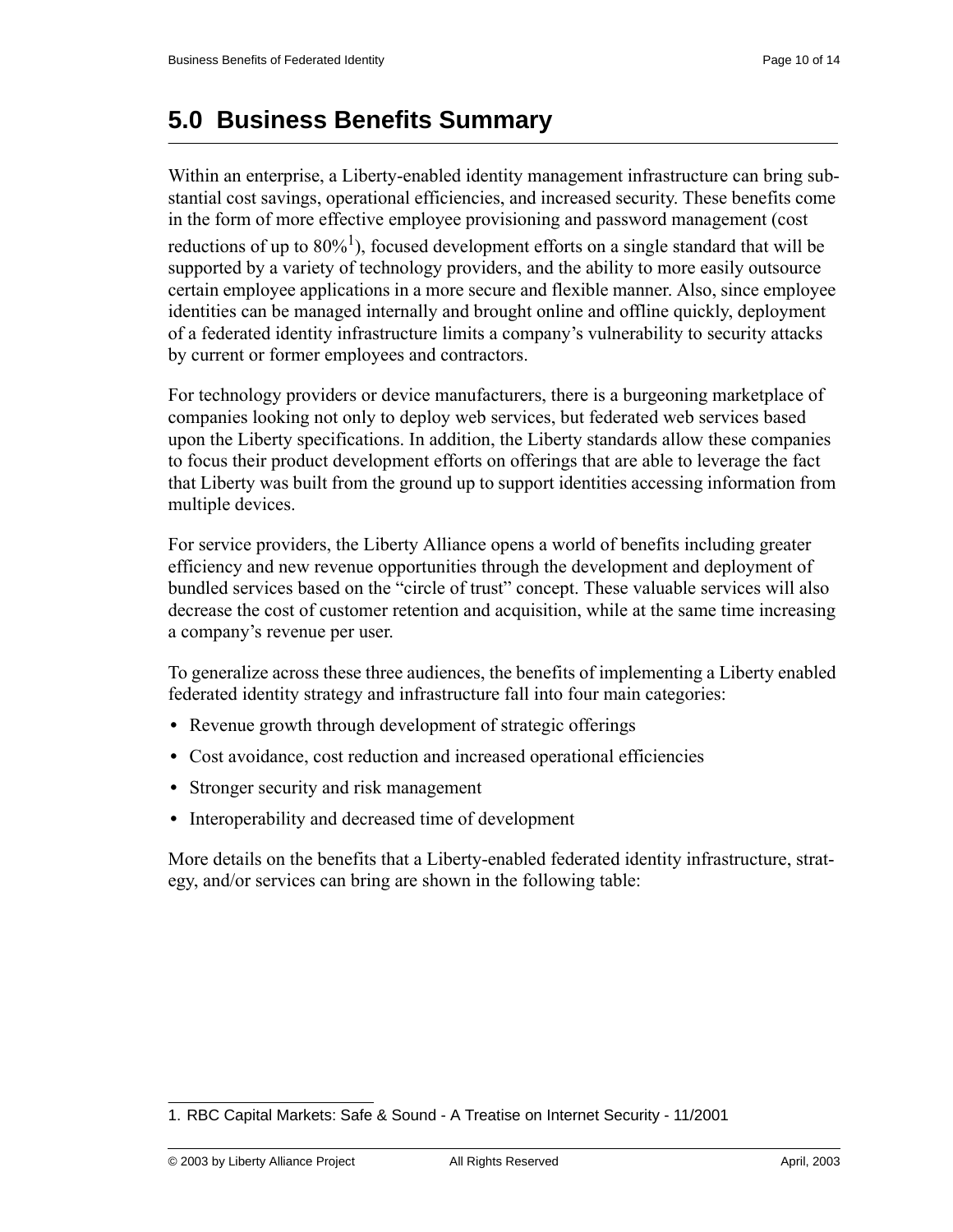# 5.0 Business Benefits Summary

Within an enterprise, a Liberty-enabled identity management infrastructure can bring substantial cost savings, operational efficiencies, and increased security. These benefits come in the form of more effective employee provisioning and password management (cost reductions of up to 80%[1]), focused development efforts on a single standard that will be supported by a variety of technology providers, and the ability to more easily outsource certain employee applications in a more secure and flexible manner. Also, since employee identities can be managed internally and brought online and offline quickly, deployment of a federated identity infrastructure limits a company's vulnerability to security attacks by current or former employees and contractors.

For technology providers or device manufacturers, there is a burgeoning marketplace of companies looking not only to deploy web services, but federated web services based upon the Liberty specifications. In addition, the Liberty standards allow these companies to focus their product development efforts on offerings that are able to leverage the fact that Liberty was built from the ground up to support identities accessing information from multiple devices.

For service providers, the Liberty Alliance opens a world of benefits including greater efficiency and new revenue opportunities through the development and deployment of bundled services based on the "circle of trust" concept. These valuable services will also decrease the cost of customer retention and acquisition, while at the same time increasing a company's revenue per user.

To generalize across these three audiences, the benefits of implementing a Liberty enabled federated identity strategy and infrastructure fall into four main categories:

- Revenue growth through development of strategic offerings
- Cost avoidance, cost reduction and increased operational efficiencies
- Stronger security and risk management
- Interoperability and decreased time of development

More details on the benefits that a Liberty-enabled federated identity infrastructure, strategy, and/or services can bring are shown in the following table:

1. RBC Capital Markets: Safe & Sound - A Treatise on Internet Security - 11/2001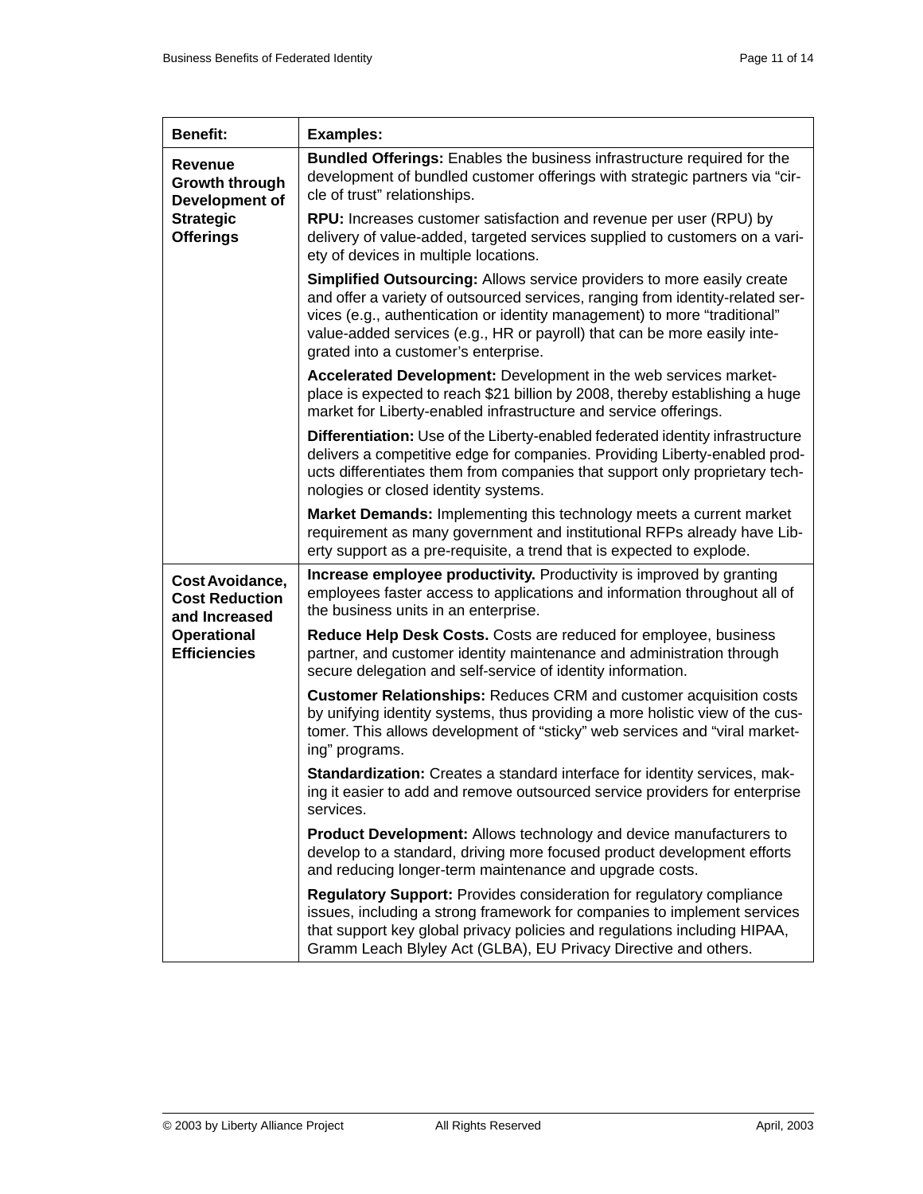| Benefit: | Examples: |
|---|---|
| **Revenue Growth through Development of Strategic Offerings** | **Bundled Offerings:** Enables the business infrastructure required for the development of bundled customer offerings with strategic partners via "circle of trust" relationships. |
| | **RPU:** Increases customer satisfaction and revenue per user (RPU) by delivery of value-added, targeted services supplied to customers on a variety of devices in multiple locations. |
| | **Simplified Outsourcing:** Allows service providers to more easily create and offer a variety of outsourced services, ranging from identity-related services (e.g., authentication or identity management) to more "traditional" value-added services (e.g., HR or payroll) that can be more easily integrated into a customer's enterprise. |
| | **Accelerated Development:** Development in the web services marketplace is expected to reach $21 billion by 2008, thereby establishing a huge market for Liberty-enabled infrastructure and service offerings. |
| | **Differentiation:** Use of the Liberty-enabled federated identity infrastructure delivers a competitive edge for companies. Providing Liberty-enabled products differentiates them from companies that support only proprietary technologies or closed identity systems. |
| | **Market Demands:** Implementing this technology meets a current market requirement as many government and institutional RFPs already have Liberty support as a pre-requisite, a trend that is expected to explode. |
| **Cost Avoidance, Cost Reduction and Increased Operational Efficiencies** | **Increase employee productivity.** Productivity is improved by granting employees faster access to applications and information throughout all of the business units in an enterprise. |
| | **Reduce Help Desk Costs.** Costs are reduced for employee, business partner, and customer identity maintenance and administration through secure delegation and self-service of identity information. |
| | **Customer Relationships:** Reduces CRM and customer acquisition costs by unifying identity systems, thus providing a more holistic view of the customer. This allows development of "sticky" web services and "viral marketing" programs. |
| | **Standardization:** Creates a standard interface for identity services, making it easier to add and remove outsourced service providers for enterprise services. |
| | **Product Development:** Allows technology and device manufacturers to develop to a standard, driving more focused product development efforts and reducing longer-term maintenance and upgrade costs. |
| | **Regulatory Support:** Provides consideration for regulatory compliance issues, including a strong framework for companies to implement services that support key global privacy policies and regulations including HIPAA, Gramm Leach Blyley Act (GLBA), EU Privacy Directive and others. |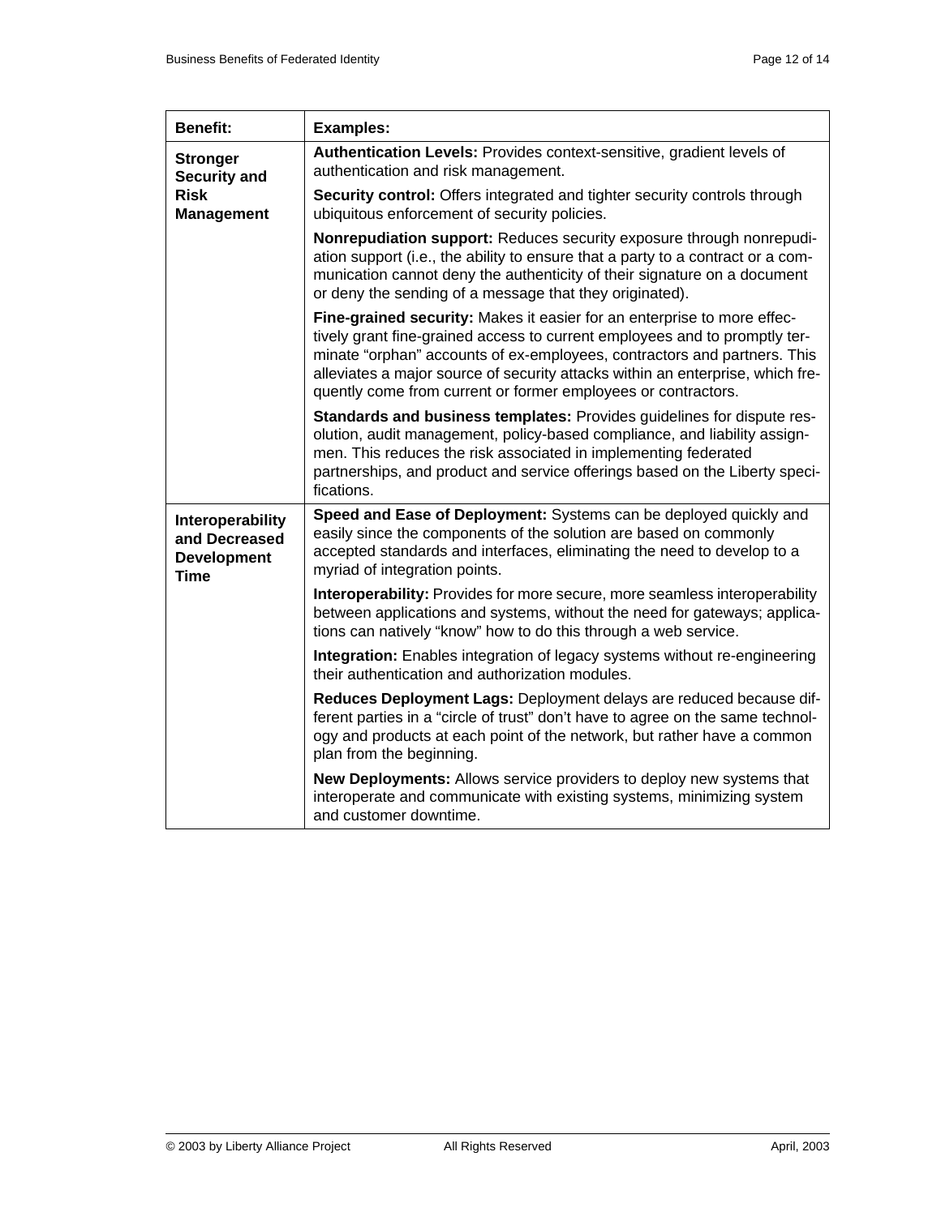| Benefit: | Examples: |
|---|---|
| **Stronger Security and Risk Management** | **Authentication Levels:** Provides context-sensitive, gradient levels of authentication and risk management. |
| | **Security control:** Offers integrated and tighter security controls through ubiquitous enforcement of security policies. |
| | **Nonrepudiation support:** Reduces security exposure through nonrepudiation support (i.e., the ability to ensure that a party to a contract or a communication cannot deny the authenticity of their signature on a document or deny the sending of a message that they originated). |
| | **Fine-grained security:** Makes it easier for an enterprise to more effectively grant fine-grained access to current employees and to promptly terminate “orphan” accounts of ex-employees, contractors and partners. This alleviates a major source of security attacks within an enterprise, which frequently come from current or former employees or contractors. |
| | **Standards and business templates:** Provides guidelines for dispute resolution, audit management, policy-based compliance, and liability assignmen. This reduces the risk associated in implementing federated partnerships, and product and service offerings based on the Liberty specifications. |
| **Interoperability and Decreased Development Time** | **Speed and Ease of Deployment:** Systems can be deployed quickly and easily since the components of the solution are based on commonly accepted standards and interfaces, eliminating the need to develop to a myriad of integration points. |
| | **Interoperability:** Provides for more secure, more seamless interoperability between applications and systems, without the need for gateways; applications can natively “know” how to do this through a web service. |
| | **Integration:** Enables integration of legacy systems without re-engineering their authentication and authorization modules. |
| | **Reduces Deployment Lags:** Deployment delays are reduced because different parties in a “circle of trust” don’t have to agree on the same technology and products at each point of the network, but rather have a common plan from the beginning. |
| | **New Deployments:** Allows service providers to deploy new systems that interoperate and communicate with existing systems, minimizing system and customer downtime. |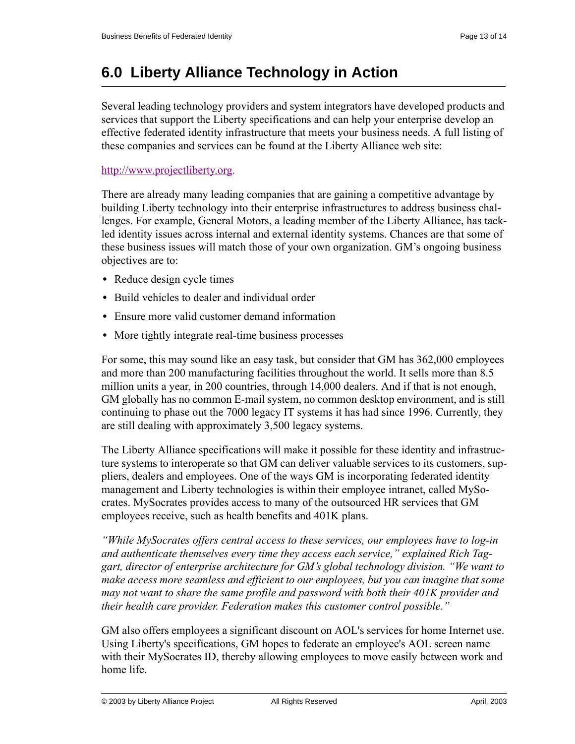# 6.0 Liberty Alliance Technology in Action

Several leading technology providers and system integrators have developed products and services that support the Liberty specifications and can help your enterprise develop an effective federated identity infrastructure that meets your business needs. A full listing of these companies and services can be found at the Liberty Alliance web site:

http://www.projectliberty.org.

There are already many leading companies that are gaining a competitive advantage by building Liberty technology into their enterprise infrastructures to address business challenges. For example, General Motors, a leading member of the Liberty Alliance, has tackled identity issues across internal and external identity systems. Chances are that some of these business issues will match those of your own organization. GM's ongoing business objectives are to:

- Reduce design cycle times
- Build vehicles to dealer and individual order
- Ensure more valid customer demand information
- More tightly integrate real-time business processes

For some, this may sound like an easy task, but consider that GM has 362,000 employees and more than 200 manufacturing facilities throughout the world. It sells more than 8.5 million units a year, in 200 countries, through 14,000 dealers. And if that is not enough, GM globally has no common E-mail system, no common desktop environment, and is still continuing to phase out the 7000 legacy IT systems it has had since 1996. Currently, they are still dealing with approximately 3,500 legacy systems.

The Liberty Alliance specifications will make it possible for these identity and infrastructure systems to interoperate so that GM can deliver valuable services to its customers, suppliers, dealers and employees. One of the ways GM is incorporating federated identity management and Liberty technologies is within their employee intranet, called MySocrates. MySocrates provides access to many of the outsourced HR services that GM employees receive, such as health benefits and 401K plans.

*"While MySocrates offers central access to these services, our employees have to log-in and authenticate themselves every time they access each service," explained Rich Taggart, director of enterprise architecture for GM's global technology division. "We want to make access more seamless and efficient to our employees, but you can imagine that some may not want to share the same profile and password with both their 401K provider and their health care provider. Federation makes this customer control possible."*

GM also offers employees a significant discount on AOL's services for home Internet use. Using Liberty's specifications, GM hopes to federate an employee's AOL screen name with their MySocrates ID, thereby allowing employees to move easily between work and home life.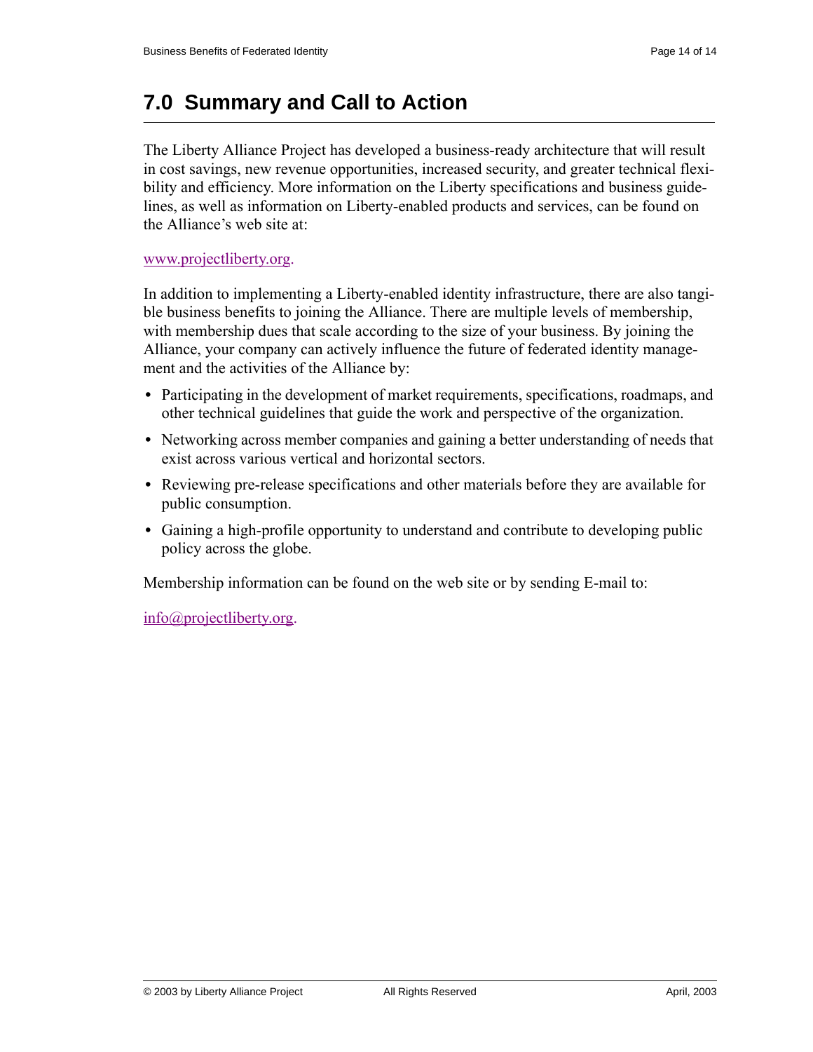## 7.0 Summary and Call to Action

The Liberty Alliance Project has developed a business-ready architecture that will result in cost savings, new revenue opportunities, increased security, and greater technical flexibility and efficiency. More information on the Liberty specifications and business guidelines, as well as information on Liberty-enabled products and services, can be found on the Alliance's web site at:

www.projectliberty.org.

In addition to implementing a Liberty-enabled identity infrastructure, there are also tangible business benefits to joining the Alliance. There are multiple levels of membership, with membership dues that scale according to the size of your business. By joining the Alliance, your company can actively influence the future of federated identity management and the activities of the Alliance by:

- Participating in the development of market requirements, specifications, roadmaps, and other technical guidelines that guide the work and perspective of the organization.
- Networking across member companies and gaining a better understanding of needs that exist across various vertical and horizontal sectors.
- Reviewing pre-release specifications and other materials before they are available for public consumption.
- Gaining a high-profile opportunity to understand and contribute to developing public policy across the globe.

Membership information can be found on the web site or by sending E-mail to:

info@projectliberty.org.